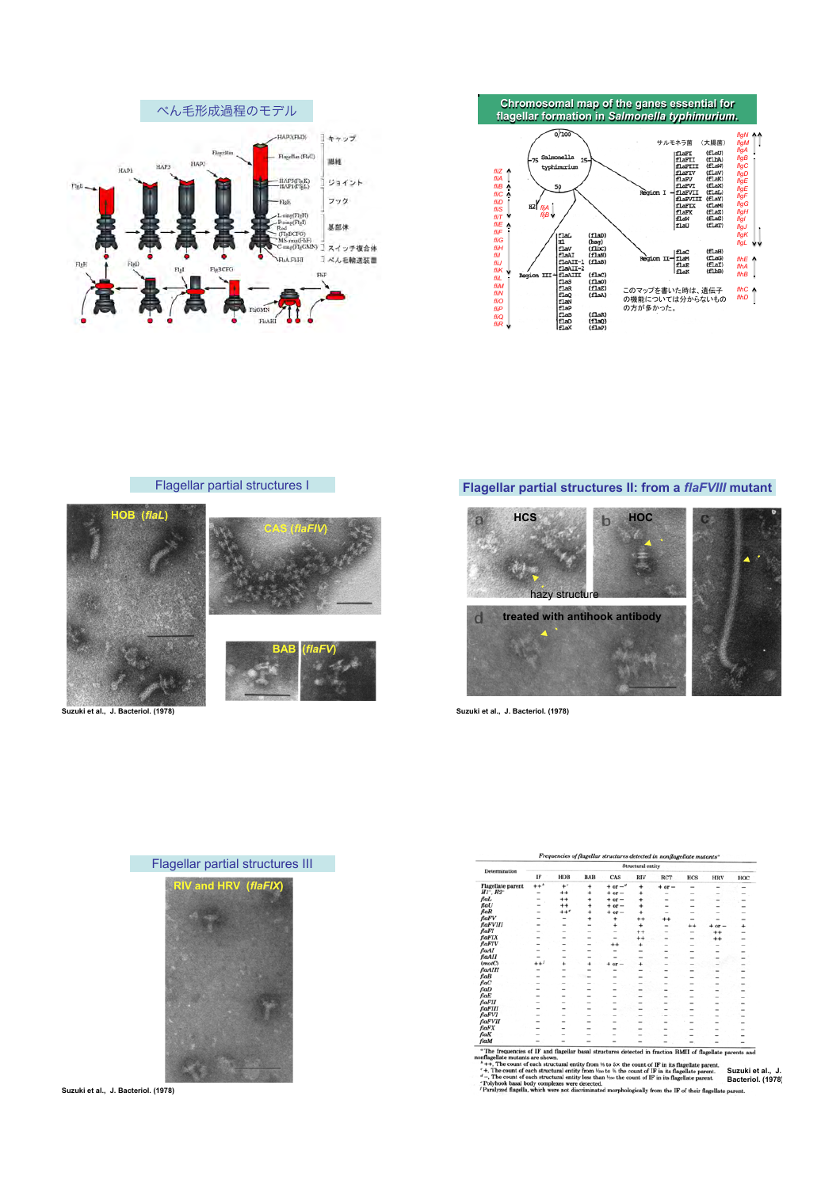## べん毛形成過程のモデル

HAP3(FlgL) キャップ
Flagellin
Flagellin (FliC) 繊維
HAP1
HAP3
HAP2
FlgE
HAP3(FlgK)
HAP1(FlgL) ジョイント
FlgE フック
L-ring(FlgH)
P-ring(FlgI)
Rod
(FlgBCFG) 基部体
MS-ring(FliF)
C-ring(FliGMN) スイッチ複合体
FlhA,FlhB べん毛輸送装置
FlgH
FlgD
FlgI
FlgBCFG
FliF
FliGMN
FlhAB

## Chromosomal map of the ganes essential for flagellar formation in *Salmonella typhimurium*.

Salmonella typhimurium
0/100
75
25
50
サルモネラ菌 (大腸菌)
H2 *fljA* *fljB*

Region I: flaFI (flaU), flaFII (flbA), flaFIII (flaW), flaFIV (flaV), flaFV (flaK), flaFVI (flaX), flaFVII (flaL), flaFVIII (flaY), flaFIX (flaM), flaFX (flaZ), flaW (flaS), flaU (flaT)

Region II: flaC (flaH), flaM (flaG), flaE (flaI), flaK (flbB)

Region III: flaL (flaD), H1 (hag), flaV (flaX), flaAI (flaN), flaAII-1 (flaB), flaAII-2, flaAIII (flaC), flaS (flaO), flaR (flaE), flaQ (flaA), flaN, flaP, flaB (flaR), flaD (flaQ), flaX (flaP)

*fliZ fliA fliB fliC fliD fliS fliT fliE fliF fliG fliH fliI fliJ fliK fliL fliM fliN fliO fliP fliQ fliR*

*flgN flgM flgA flgB flgC flgD flgE flgF flgG flgH flgI flgJ flgK flgL*

*flhE flhA flhB flhC flhD*

このマップを書いた時は、遺伝子の機能についてはわからないものの方が多かった。

## Flagellar partial structures I

HOB (*flaL*)

CAS (*flaFIV*)

BAB (*flaFV*)

Suzuki et al., J. Bacteriol. (1978)

## Flagellar partial structures II: from a *flaFVIII* mutant

a HCS
hazy structure
b HOC
c
d treated with antihook antibody

Suzuki et al., J. Bacteriol. (1978)

## Flagellar partial structures III

RIV and HRV (*flaFIX*)

Suzuki et al., J. Bacteriol. (1978)

*Frequencies of flagellar structures detected in nonflagellate mutants*[a]

| Determination | Structural entity | | | | | | | | |
|---|---|---|---|---|---|---|---|---|---|
| | IF | HOB | BAB | CAS | RIV | RCT | HCS | HRV | HOC |
| Flagellate parent *H1*⁻, *H2*⁻ | ++[b] | +[c] | + | + or –[d] | + | + or – | – | – | – |
| *flaL* | – | ++ | + | + or – | + | – | – | – | – |
| *flaU* | – | ++ | + | + or – | + | – | – | – | – |
| *flaR* | – | ++[e] | + | + or – | + | – | – | – | – |
| *flaFV* | – | – | + | + | ++ | ++ | – | – | – |
| *flaFVIII* | – | – | – | + | + | – | ++ | + or – | + |
| *flaFI* | – | – | – | – | ++ | – | – | ++ | – |
| *flaFIX* | – | – | – | – | ++ | – | – | ++ | – |
| *flaFIV* | – | – | – | ++ | + | – | – | – | – |
| *flaAI* | – | – | – | – | – | – | – | – | – |
| *flaAII* | – | – | – | – | – | – | – | – | – |
| (*motC*) | ++[f] | + | + | + or – | + | – | – | – | – |
| *flaAIII* | – | – | – | – | – | – | – | – | – |
| *flaB* | – | – | – | – | – | – | – | – | – |
| *flaC* | – | – | – | – | – | – | – | – | – |
| *flaD* | – | – | – | – | – | – | – | – | – |
| *flaE* | – | – | – | – | – | – | – | – | – |
| *flaFII* | – | – | – | – | – | – | – | – | – |
| *flaFIII* | – | – | – | – | – | – | – | – | – |
| *flaFVI* | – | – | – | – | – | – | – | – | – |
| *flaFVII* | – | – | – | – | – | – | – | – | – |
| *flaFX* | – | – | – | – | – | – | – | – | – |
| *flaK* | – | – | – | – | – | – | – | – | – |
| *flaM* | – | – | – | – | – | – | – | – | – |

[a] The frequencies of IF and flagellar basal structures detected in fraction BMH of flagellate parents and nonflagellate mutants are shown.
[b] ++, The count of each structural entity from ⅓ to 5× the count of IF in its flagellate parent.
[c] +, The count of each structural entity from 1/50 to ⅓ the count of IF in its flagellate parent.
[d] –, The count of each structural entity less than 1/50 the count of IF in its flagellate parent.
[e] Polyhook basal body complexes were detected.
[f] Paralyzed flagella, which were not discriminated morphologically from the IF of their flagellate parent.

Suzuki et al., J. Bacteriol. (1978)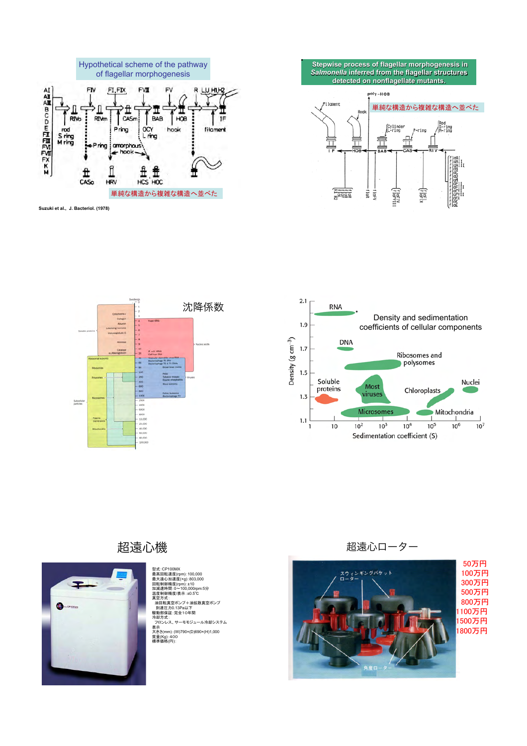## Hypothetical scheme of the pathway of flagellar morphogenesis

単純な構造から複雑な構造へ並べた

Suzuki et al., J. Bacteriol. (1978)

## Stepwise process of flagellar morphogenesis in *Salmonella* inferred from the flagellar structures detected on nonflagellate mutants.

単純な構造から複雑な構造へ並べた

## 沈降係数

## Density and sedimentation coefficients of cellular components

## 超遠心機

型式：CP100MX
最高回転速度(rpm)：100,000
最大遠心加速度(×g)：803,000
回転制御精度(rpm)：±10
加減速時間：0〜100,000rpm:5分
温度制御精度/表示：±0.5℃
真空方式：
油回転真空ポンプ＋油拡散真空ポンプ
到達圧力0.13Pa以下
駆動部保証：完全10年間
冷却方式：
フロンレス、サーモモジュール冷却システム
表示
大きさ(mm)：(W)790×(D)690×(H)1,000
質量(Kg)：400
標準価格(円)：

## 超遠心ローター

50万円
100万円
300万円
500万円
800万円
1100万円
1500万円
1800万円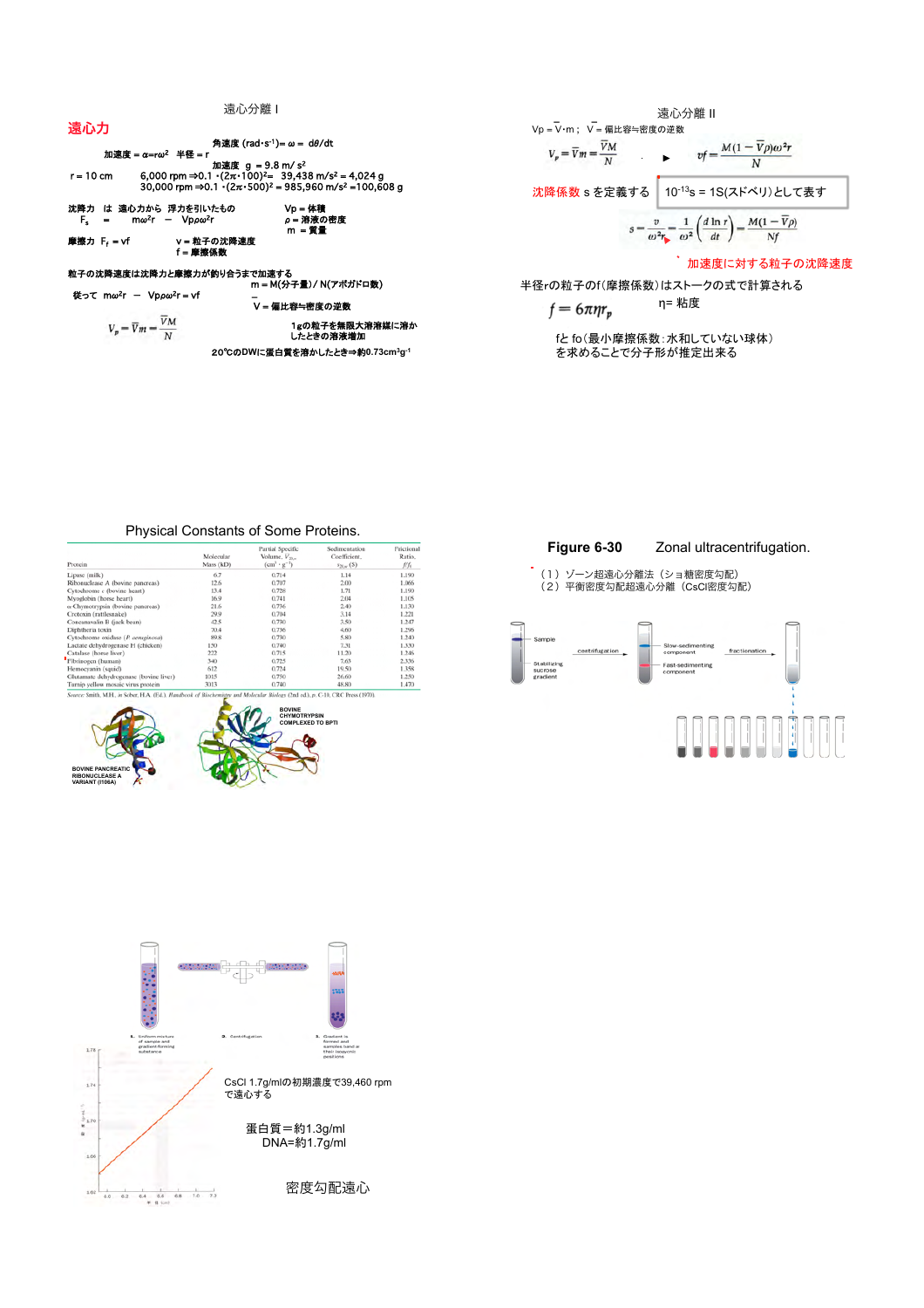## 遠心分離 I

**遠心力**

角速度 (rad・s$^{-1}$)= $\omega$ = d$\theta$/dt

加速度 = $\alpha$=r$\omega^2$　半径 = r

加速度　g = 9.8 m/ s$^2$

r = 10 cm　　6,000 rpm ⇒0.1・(2$\pi$・100)$^2$=　39,438 m/s$^2$ = 4,024 g

30,000 rpm ⇒0.1・(2$\pi$・500)$^2$ = 985,960 m/s$^2$ =100,608 g

沈降力　は　遠心力から　浮力を引いたもの

$F_s$　=　m$\omega^2$r　−　Vp$\rho\omega^2$r

Vp = 体積
$\rho$ = 溶液の密度
m = 質量

摩擦力　$F_f$ = vf　　v = 粒子の沈降速度
f = 摩擦係数

粒子の沈降速度は沈降力と摩擦力が釣り合うまで加速する

m = M(分子量)/ N(アボガドロ数)

従って　m$\omega^2$r　−　Vp$\rho\omega^2$r = vf

$\bar{V}$ = 偏比容≒密度の逆数

$$V_p = \bar{V}m = \frac{\bar{V}M}{N}$$

1gの粒子を無限大溶溶媒に溶かしたときの溶液増加

20℃のDWに蛋白質を溶かしたとき⇒約0.73cm$^3$g$^{-1}$

## 遠心分離 II

Vp = $\bar{V}$・m ;　$\bar{V}$ = 偏比容≒密度の逆数

$$V_p = \bar{V}m = \frac{\bar{V}M}{N} \quad ▶ \quad vf = \frac{M(1-\bar{V}\rho)\omega^2 r}{N}$$

沈降係数 s を定義する　　10$^{-13}$s = 1S(スドベリ)として表す

$$s = \frac{v}{\omega^2 r_p} = \frac{1}{\omega^2}\left(\frac{d\ln r}{dt}\right) = \frac{M(1-\bar{V}\rho)}{Nf}$$

加速度に対する粒子の沈降速度

半径rの粒子のf(摩擦係数)はストークの式で計算される

$$f = 6\pi\eta r_p$$

η= 粘度

fと fo(最小摩擦係数:水和していない球体)を求めることで分子形が推定出来る

## Physical Constants of Some Proteins.

| Protein | Molecular Mass (kD) | Partial Specific Volume, $\bar{V}_{20,w}$ (cm$^3$・g$^{-1}$) | Sedimentation Coefficient, $s_{20,w}$ (S) | Frictional Ratio, $f/f_0$ |
|---|---|---|---|---|
| Lipase (milk) | 6.7 | 0.714 | 1.14 | 1.190 |
| Ribonuclease A (bovine pancreas) | 12.6 | 0.707 | 2.00 | 1.066 |
| Cytochrome c (bovine heart) | 13.4 | 0.728 | 1.71 | 1.190 |
| Myoglobin (horse heart) | 16.9 | 0.741 | 2.04 | 1.105 |
| α-Chymotrypsin (bovine pancreas) | 21.6 | 0.736 | 2.40 | 1.130 |
| Crotoxin (rattlesnake) | 29.9 | 0.704 | 3.14 | 1.221 |
| Concanavalin B (jack bean) | 42.5 | 0.730 | 3.50 | 1.247 |
| Diphtheria toxin | 70.4 | 0.736 | 4.60 | 1.296 |
| Cytochrome oxidase (P. aeruginosa) | 89.8 | 0.730 | 5.80 | 1.240 |
| Lactate dehydrogenase H (chicken) | 150 | 0.740 | 7.31 | 1.330 |
| Catalase (horse liver) | 222 | 0.715 | 11.20 | 1.246 |
| Fibrinogen (human) | 340 | 0.725 | 7.63 | 2.336 |
| Hemocyanin (squid) | 612 | 0.724 | 19.50 | 1.358 |
| Glutamate dehydrogenase (bovine liver) | 1015 | 0.750 | 26.60 | 1.250 |
| Turnip yellow mosaic virus protein | 3013 | 0.740 | 48.80 | 1.470 |

Source: Smith, M.H., in Sober, H.A. (Ed.), Handbook of Biochemistry and Molecular Biology (2nd ed.), p. C-10, CRC Press (1970).

BOVINE PANCREATIC RIBONUCLEASE A VARIANT (I106A)

BOVINE CHYMOTRYPSIN COMPLEXED TO BPTI

**Figure 6-30**　Zonal ultracentrifugation.

（1）ゾーン超遠心分離法（ショ糖密度勾配）
（2）平衡密度勾配超遠心分離（CsCl密度勾配）

Sample
Stabilizing sucrose gradient
centrifugation
Slow-sedimenting component
Fast-sedimenting component
fractionation

1. Uniform mixture of sample and gradient-forming substance
2. Centrifugation
3. Gradient is formed and samples band at their isopycnic positions

1.78
1.74
1.70
1.66
1.62

6.0　6.2　6.4　6.6　6.8　7.0　7.2

CsCl 1.7g/mlの初期濃度で39,460 rpmで遠心する

蛋白質＝約1.3g/ml
DNA=約1.7g/ml

密度勾配遠心